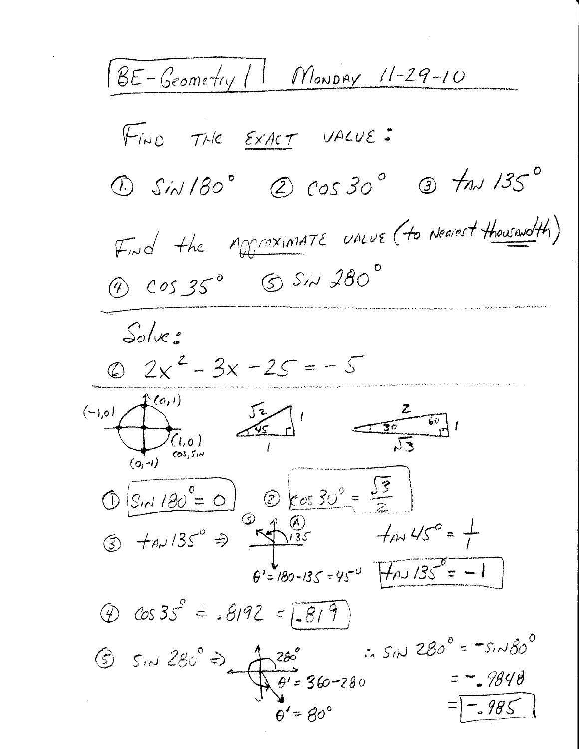# BE-Geometry I — Monday 11-29-10

**Find the <u>exact</u> value:**

① $\sin 180^\circ$ ② $\cos 30^\circ$ ③ $\tan 135^\circ$

**Find the <u>approximate</u> value (to nearest <u>thousandth</u>)**

④ $\cos 35^\circ$ ⑤ $\sin 280^\circ$

---

**Solve:**

⑥ $2x^2 - 3x - 25 = -5$

---

$(0,1)$, $(-1,0)$, $(1,0)$, $(0,-1)$ — cos, sin

Triangle: $\sqrt{2}$, 1, 1, 45

Triangle: 2, 1, $\sqrt{3}$, 30, 60

① $\boxed{\sin 180^\circ = 0}$ ② $\boxed{\cos 30^\circ = \frac{\sqrt{3}}{2}}$

③ $\tan 135^\circ \Rightarrow$ (S) (A) 135

$\theta' = 180 - 135 = 45^\circ$

$\tan 45^\circ = \frac{1}{1}$

$\boxed{\tan 135^\circ = -1}$

④ $\cos 35^\circ = .8192 = \boxed{.819}$

⑤ $\sin 280^\circ \Rightarrow$ 280°

$\theta' = 360 - 280$

$\theta' = 80^\circ$

$\therefore \sin 280^\circ = -\sin 80^\circ$

$= -.9848$

$= \boxed{-.985}$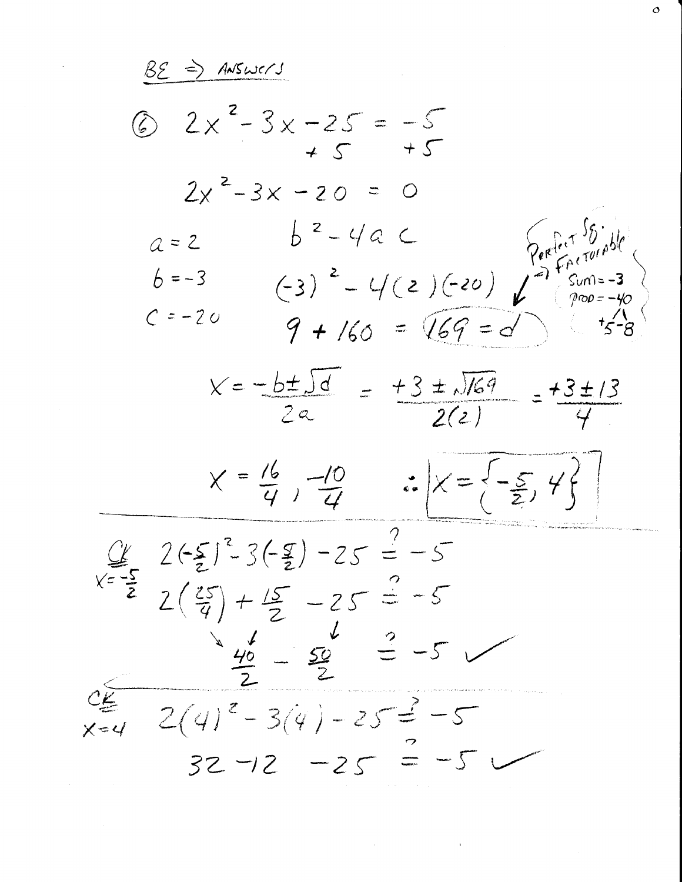BE ⇒ ANSWERS

⑥ $2x^2 - 3x - 25 = -5$

$\quad\quad\quad\quad\quad +5 \quad +5$

$2x^2 - 3x - 20 = 0$

$a = 2 \quad\quad b^2 - 4ac$

$b = -3 \quad\quad (-3)^2 - 4(2)(-20)$

$c = -20 \quad\quad 9 + 160 = 169 = d$

Perfect Sq. ⇒ Factorable
Sum = $-3$
Prod = $-40$
$+5 \; -8$

$$x = \frac{-b \pm \sqrt{d}}{2a} = \frac{+3 \pm \sqrt{169}}{2(2)} = \frac{+3 \pm 13}{4}$$

$$x = \frac{16}{4}, \frac{-10}{4} \quad \therefore \boxed{x = \left\{-\frac{5}{2}, 4\right\}}$$

---

CK $x = -\frac{5}{2}$

$$2\left(-\tfrac{5}{2}\right)^2 - 3\left(-\tfrac{5}{2}\right) - 25 \overset{?}{=} -5$$

$$2\left(\tfrac{25}{4}\right) + \tfrac{15}{2} - 25 \overset{?}{=} -5$$

$$\tfrac{40}{2} - \tfrac{50}{2} \overset{?}{=} -5 \checkmark$$

CK $x = 4$

$$2(4)^2 - 3(4) - 25 \overset{?}{=} -5$$

$$32 - 12 - 25 \overset{?}{=} -5 \checkmark$$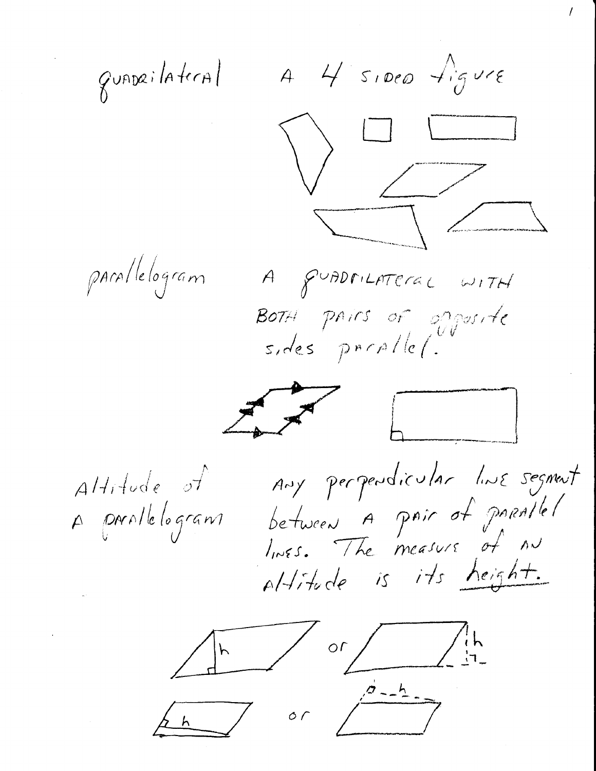**quadrilateral** A 4 sided figure

**parallelogram** A quadrilateral with both pairs of opposite sides parallel.

**Altitude of a parallelogram** Any perpendicular line segment between a pair of parallel lines. The measure of an altitude is its <u>height</u>.

h or h

h or h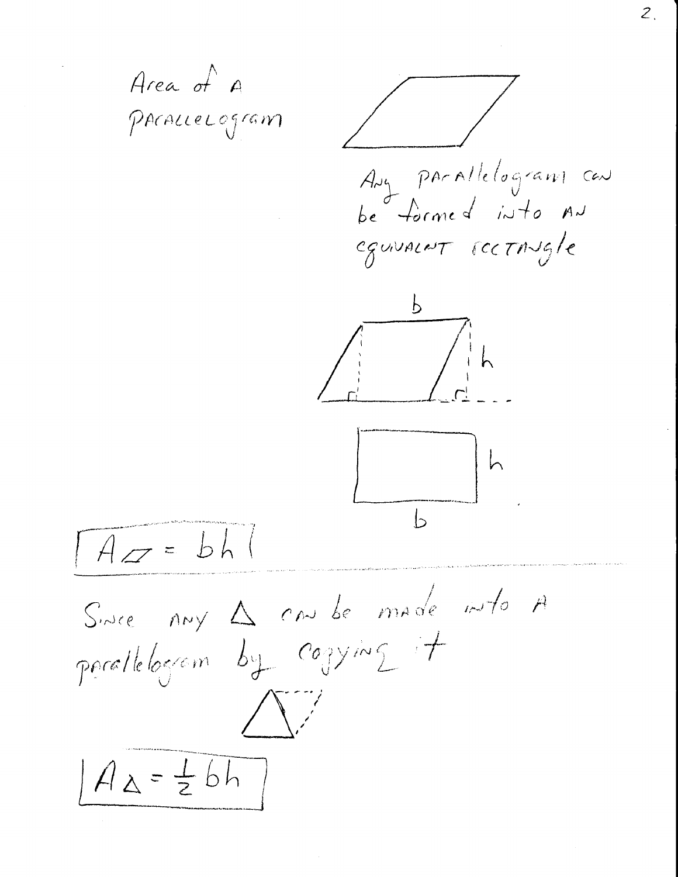## Area of a Parallelogram

Any parallelogram can be formed into an equivalent rectangle

b

h

h

b

$$A_{\square} = bh$$

Since any $\triangle$ can be made into a parallelogram by copying it

$$A_{\triangle} = \frac{1}{2}bh$$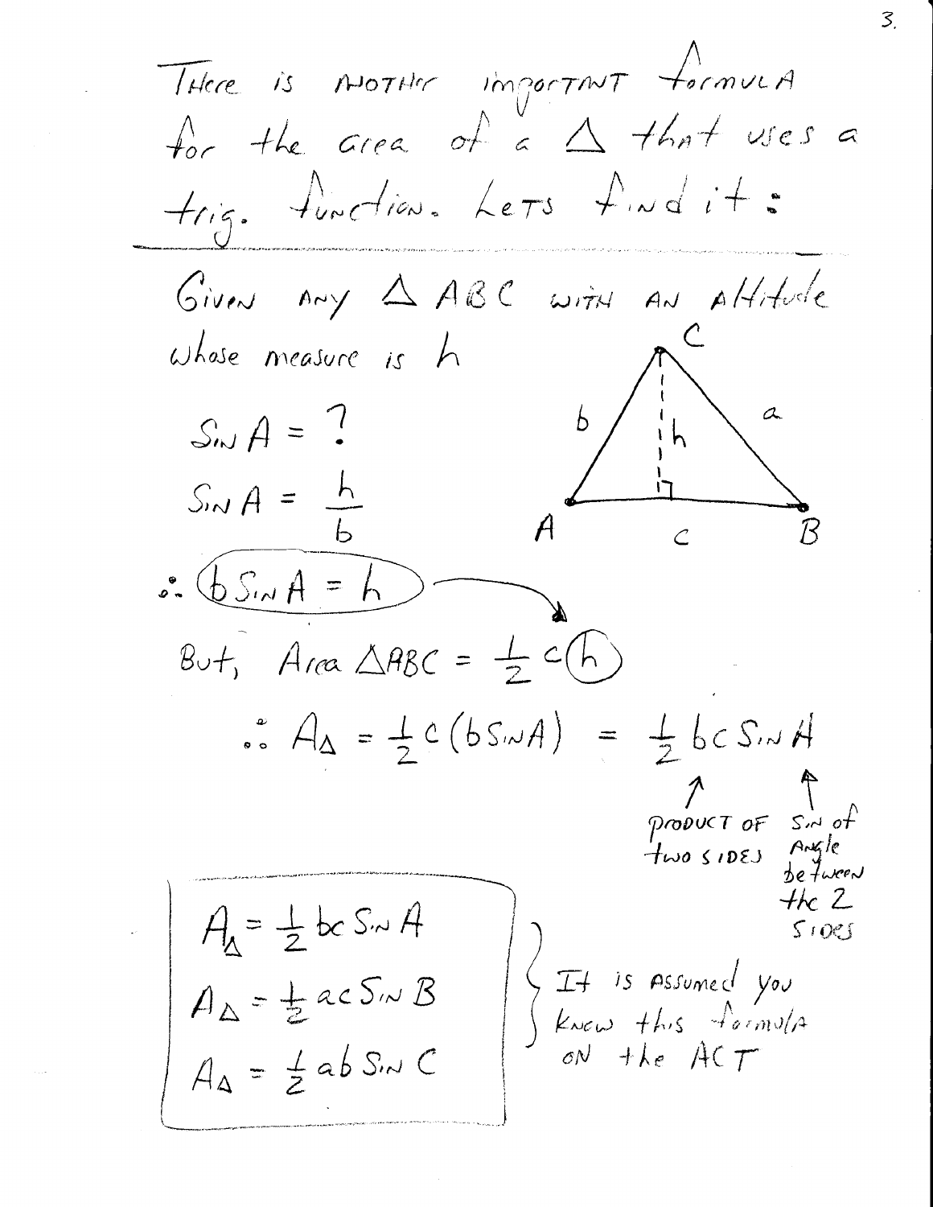There is another important formula for the area of a $\triangle$ that uses a trig. function. Lets find it:

---

Given any $\triangle ABC$ with an altitude whose measure is $h$

$\sin A = ?$

$\sin A = \dfrac{h}{b}$

$\therefore \; b \sin A = h$

But, Area $\triangle ABC = \frac{1}{2} c(h)$

$\therefore \; A_\triangle = \frac{1}{2} c (b \sin A) = \frac{1}{2} bc \sin A$

(product of two sides; $\sin$ of angle between the 2 sides)

$$A_\triangle = \frac{1}{2} bc \sin A$$

$$A_\triangle = \frac{1}{2} ac \sin B$$

$$A_\triangle = \frac{1}{2} ab \sin C$$

It is assumed you know this formula on the ACT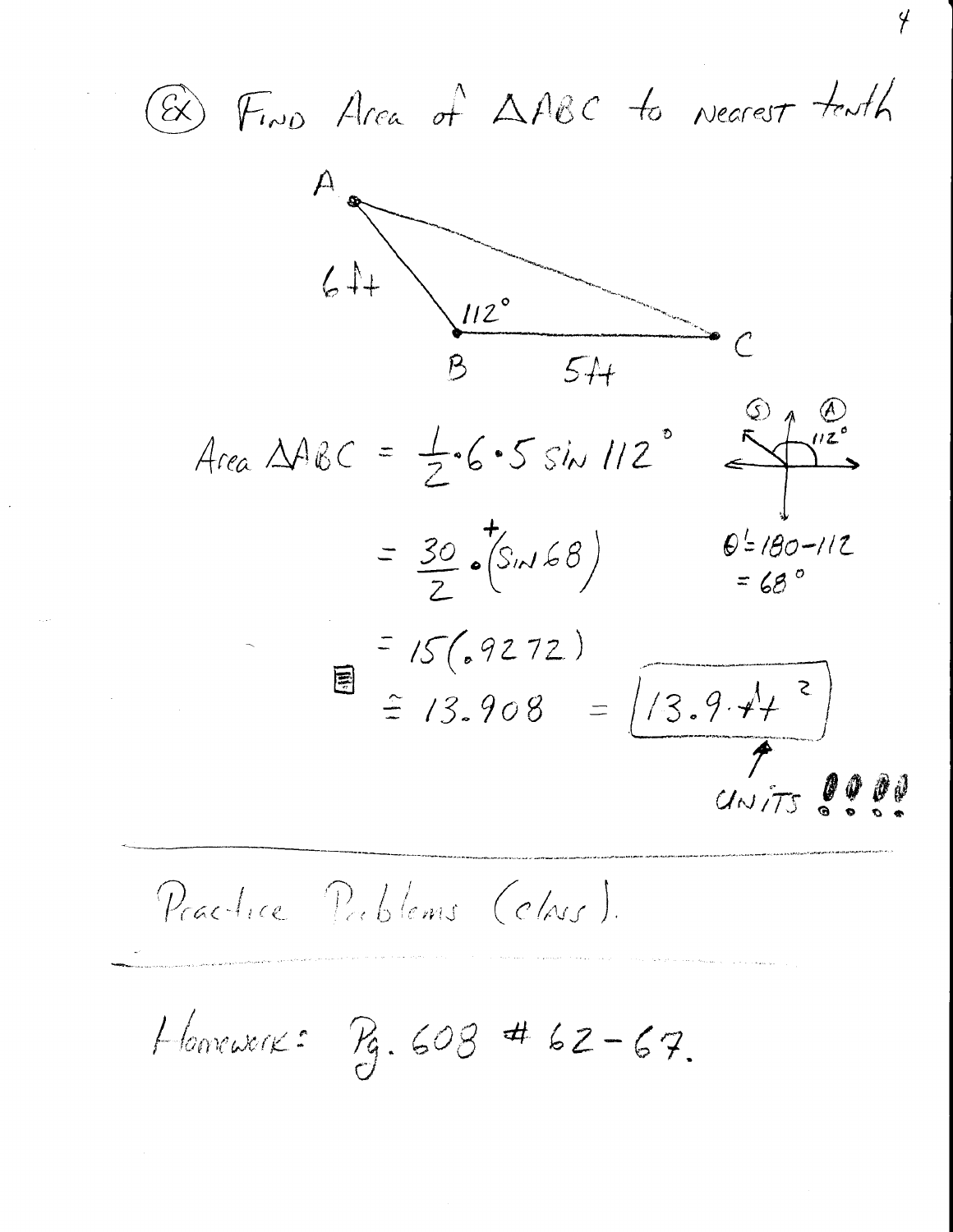(Ex) Find Area of $\triangle ABC$ to nearest tenth

A, 6 ft, 112°, B, 5 ft, C

$$\text{Area } \triangle ABC = \frac{1}{2} \cdot 6 \cdot 5 \sin 112^\circ$$

(S) (A) 112°

$$= \frac{30}{2} \cdot \overset{+}{(\sin 68)}$$

$\theta' = 180 - 112$
$= 68^\circ$

$$= 15(.9272)$$

$$\doteq 13.908 = \boxed{13.9 \text{ ft}^2}$$

UNITS !!!!

---

Practice Problems (class).

---

Homework: Pg. 608 # 62-67.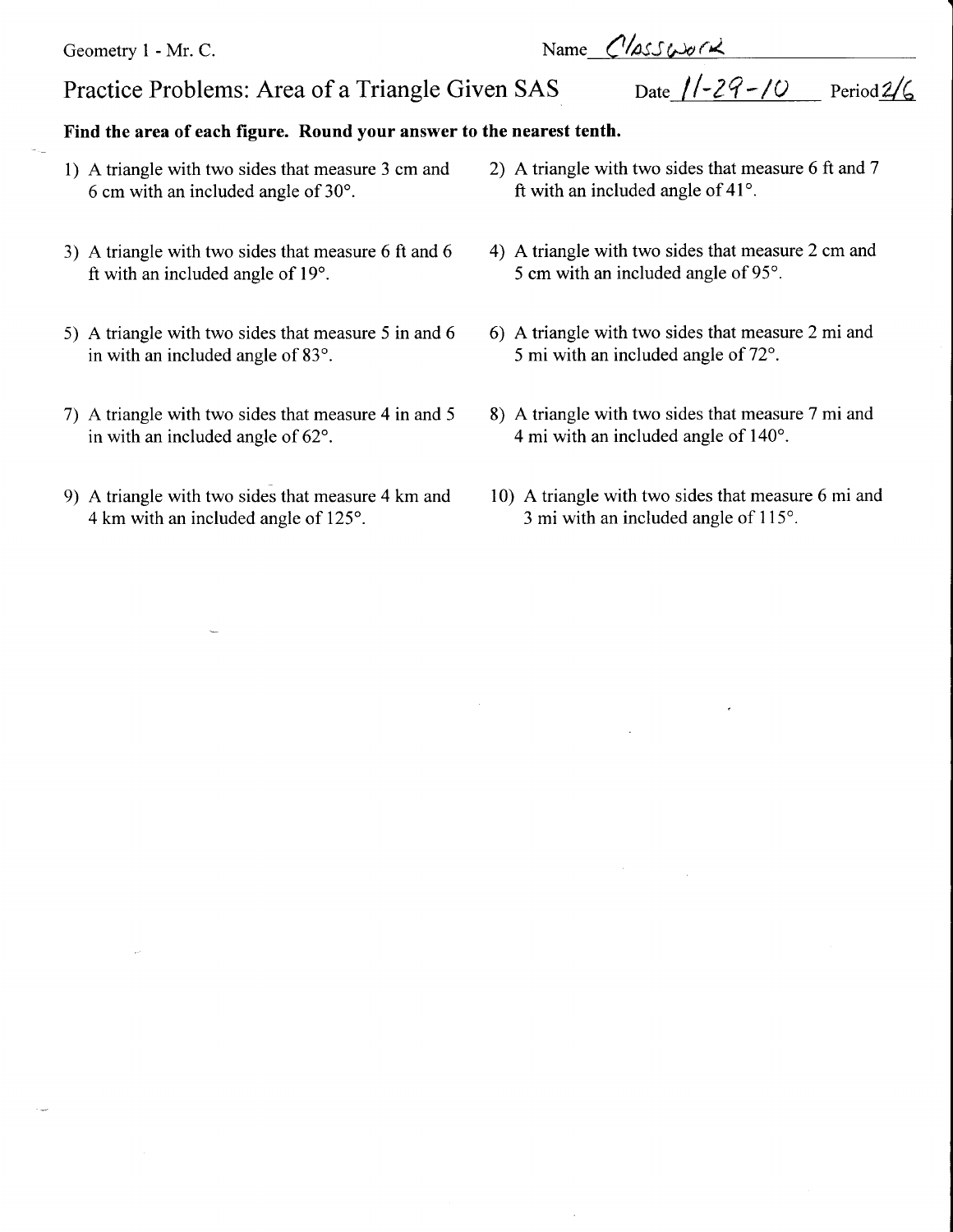Geometry 1 - Mr. C.

Name Classwork

## Practice Problems: Area of a Triangle Given SAS

Date 11-29-10 Period 2/6

**Find the area of each figure. Round your answer to the nearest tenth.**

1) A triangle with two sides that measure 3 cm and 6 cm with an included angle of 30°.

2) A triangle with two sides that measure 6 ft and 7 ft with an included angle of 41°.

3) A triangle with two sides that measure 6 ft and 6 ft with an included angle of 19°.

4) A triangle with two sides that measure 2 cm and 5 cm with an included angle of 95°.

5) A triangle with two sides that measure 5 in and 6 in with an included angle of 83°.

6) A triangle with two sides that measure 2 mi and 5 mi with an included angle of 72°.

7) A triangle with two sides that measure 4 in and 5 in with an included angle of 62°.

8) A triangle with two sides that measure 7 mi and 4 mi with an included angle of 140°.

9) A triangle with two sides that measure 4 km and 4 km with an included angle of 125°.

10) A triangle with two sides that measure 6 mi and 3 mi with an included angle of 115°.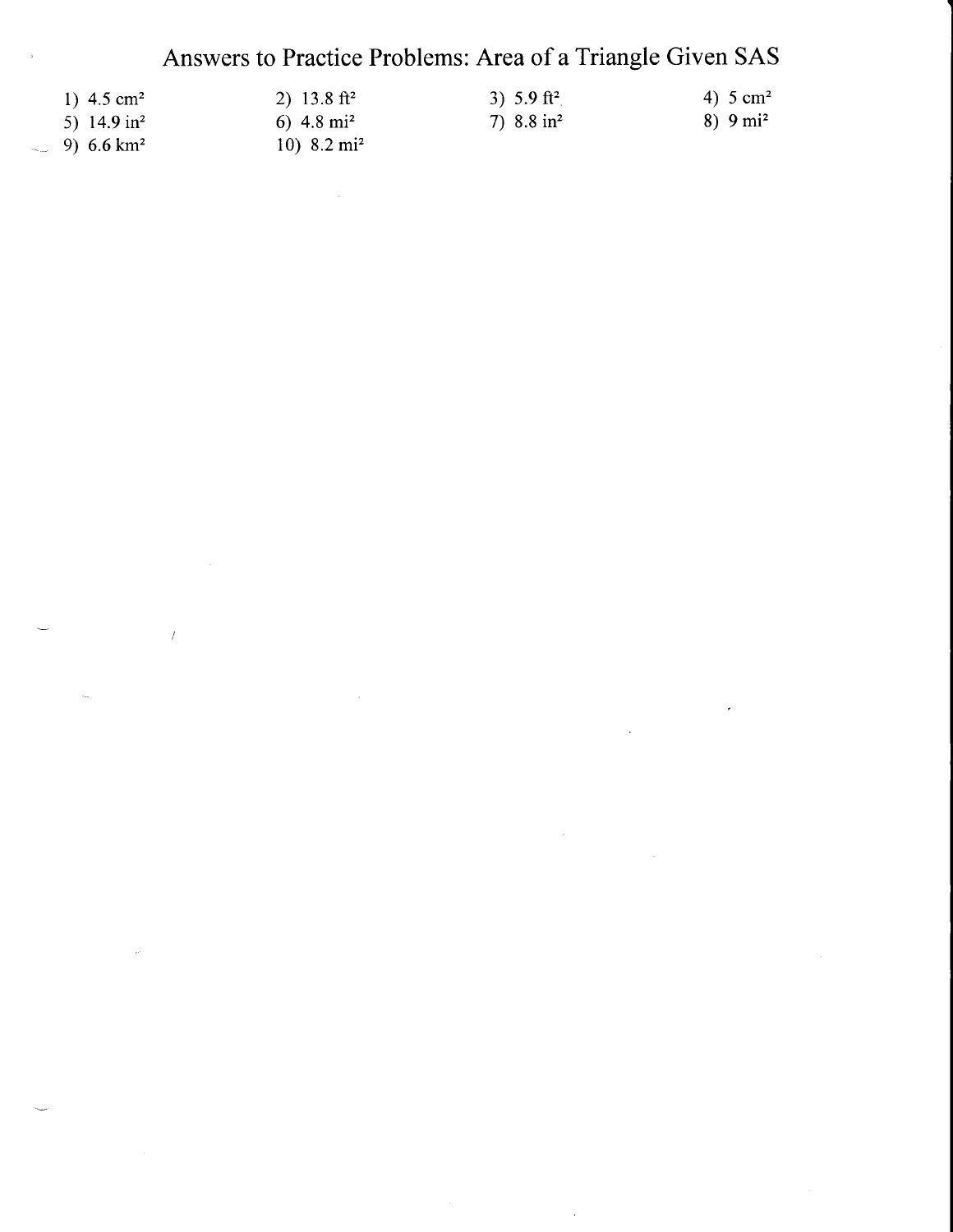# Answers to Practice Problems: Area of a Triangle Given SAS

1) 4.5 $cm^2$

2) 13.8 $ft^2$

3) 5.9 $ft^2$

4) 5 $cm^2$

5) 14.9 $in^2$

6) 4.8 $mi^2$

7) 8.8 $in^2$

8) 9 $mi^2$

9) 6.6 $km^2$

10) 8.2 $mi^2$